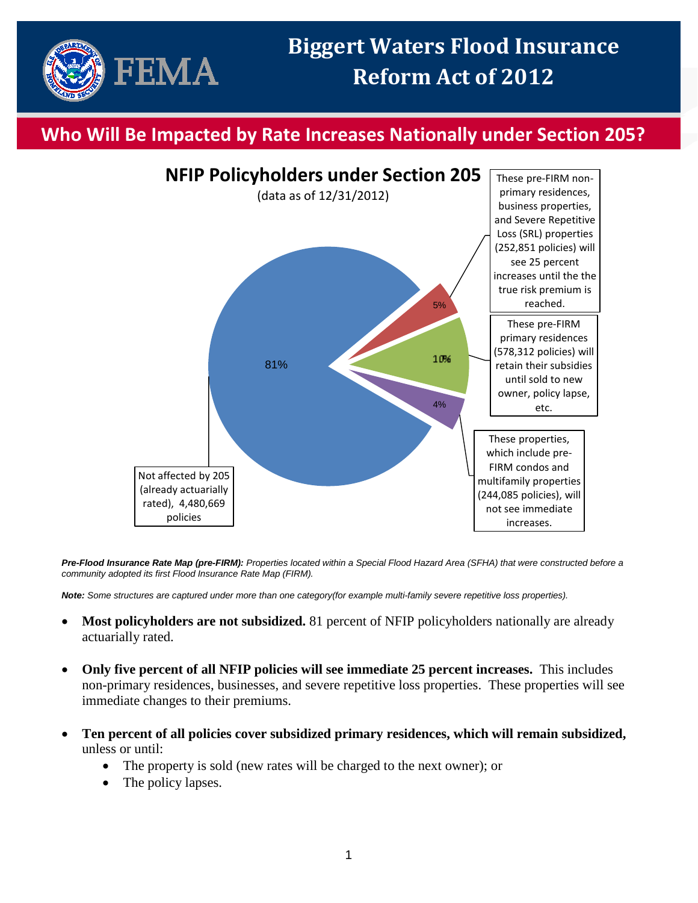# Biggert Waters Flood Insurance Reform Act of 2012

## Who Will Be Impacted by Rate Increases Nationally under Section 205?

### NFIP Policyholders under Section 205

(data as of 12/31/2012)

- 81% — Not affected by 205 (already actuarially rated), 4,480,669 policies
- 5% — These pre-FIRM non-primary residences, business properties, and Severe Repetitive Loss (SRL) properties (252,851 policies) will see 25 percent increases until the the true risk premium is reached.
- 10% — These pre-FIRM primary residences (578,312 policies) will retain their subsidies until sold to new owner, policy lapse, etc.
- 4% — These properties, which include pre-FIRM condos and multifamily properties (244,085 policies), will not see immediate increases.

***Pre-Flood Insurance Rate Map (pre-FIRM):*** *Properties located within a Special Flood Hazard Area (SFHA) that were constructed before a community adopted its first Flood Insurance Rate Map (FIRM).*

***Note:*** *Some structures are captured under more than one category(for example multi-family severe repetitive loss properties).*

- **Most policyholders are not subsidized.** 81 percent of NFIP policyholders nationally are already actuarially rated.
- **Only five percent of all NFIP policies will see immediate 25 percent increases.** This includes non-primary residences, businesses, and severe repetitive loss properties. These properties will see immediate changes to their premiums.
- **Ten percent of all policies cover subsidized primary residences, which will remain subsidized,** unless or until:
  - The property is sold (new rates will be charged to the next owner); or
  - The policy lapses.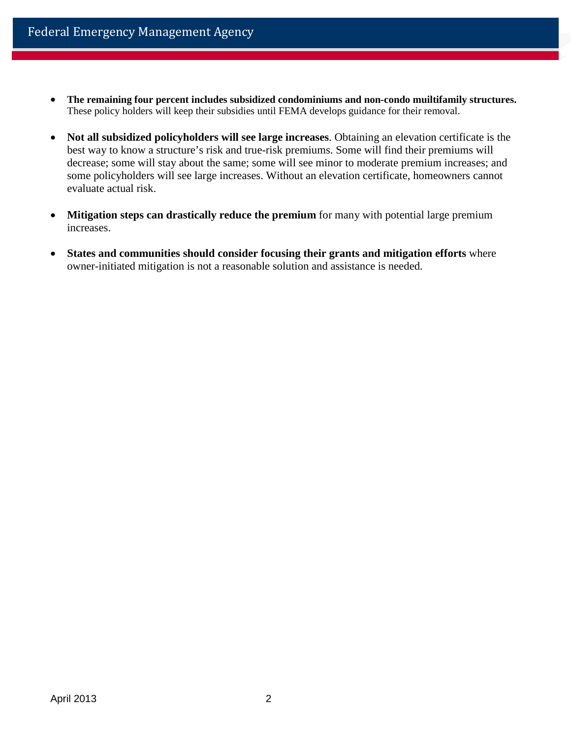- **The remaining four percent includes subsidized condominiums and non-condo muiltifamily structures.** These policy holders will keep their subsidies until FEMA develops guidance for their removal.

- **Not all subsidized policyholders will see large increases**. Obtaining an elevation certificate is the best way to know a structure's risk and true-risk premiums. Some will find their premiums will decrease; some will stay about the same; some will see minor to moderate premium increases; and some policyholders will see large increases. Without an elevation certificate, homeowners cannot evaluate actual risk.

- **Mitigation steps can drastically reduce the premium** for many with potential large premium increases.

- **States and communities should consider focusing their grants and mitigation efforts** where owner-initiated mitigation is not a reasonable solution and assistance is needed.